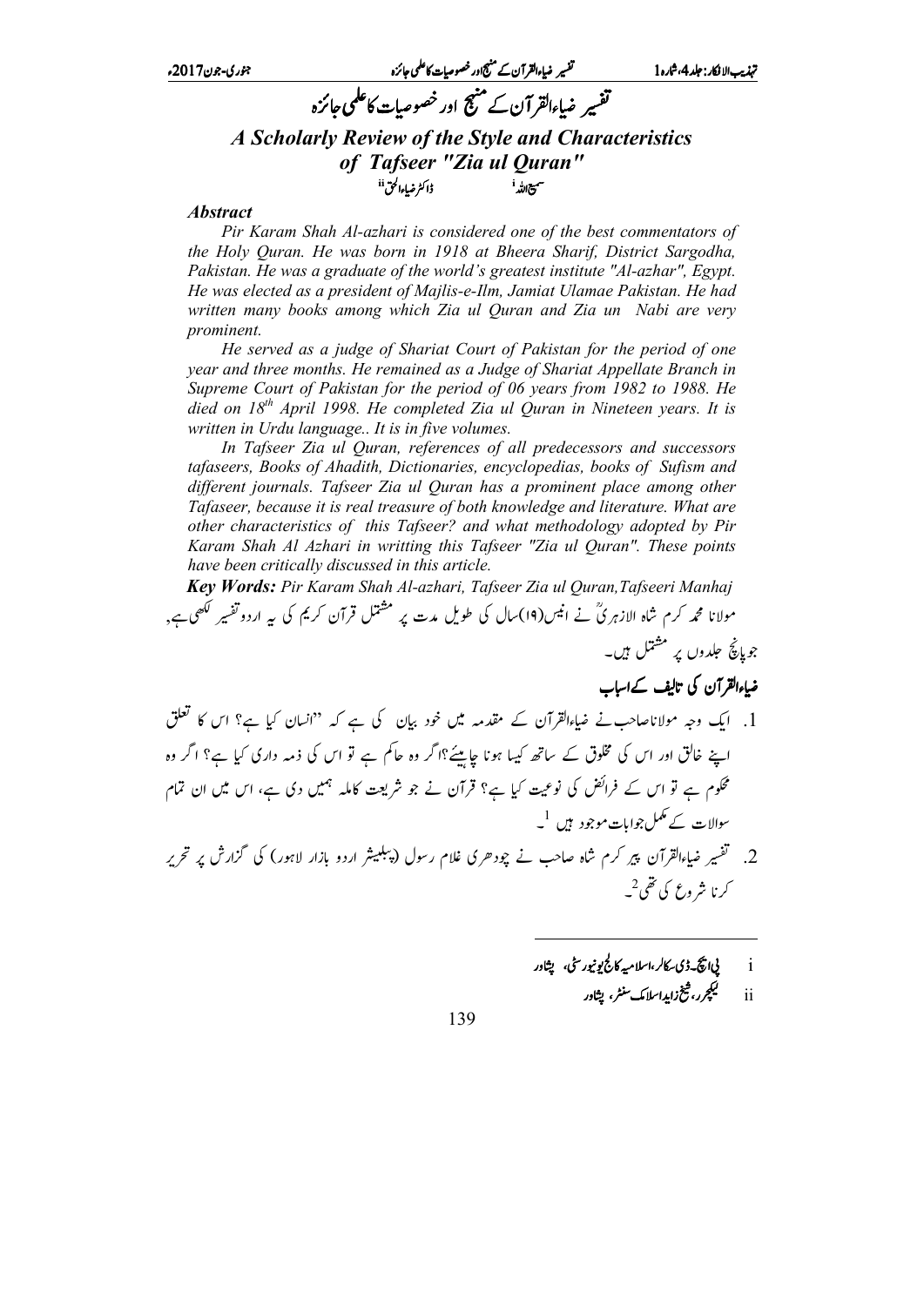# تفسیر ضیاءالقرآن کے منہج اور خصوصیات کا علمی جائزہ

## *A Scholarly Review of the Style and Characteristics of Tafseer "Zia ul Quran"*

سمیع اللہ[i] ڈاکٹر ضیاءالحق[ii]

***Abstract***

*Pir Karam Shah Al-azhari is considered one of the best commentators of the Holy Quran. He was born in 1918 at Bheera Sharif, District Sargodha, Pakistan. He was a graduate of the world's greatest institute "Al-azhar", Egypt. He was elected as a president of Majlis-e-Ilm, Jamiat Ulamae Pakistan. He had written many books among which Zia ul Quran and Zia un Nabi are very prominent.*

*He served as a judge of Shariat Court of Pakistan for the period of one year and three months. He remained as a Judge of Shariat Appellate Branch in Supreme Court of Pakistan for the period of 06 years from 1982 to 1988. He died on 18th April 1998. He completed Zia ul Quran in Nineteen years. It is written in Urdu language.. It is in five volumes.*

*In Tafseer Zia ul Quran, references of all predecessors and successors tafaseers, Books of Ahadith, Dictionaries, encyclopedias, books of Sufism and different journals. Tafseer Zia ul Quran has a prominent place among other Tafaseer, because it is real treasure of both knowledge and literature. What are other characteristics of this Tafseer? and what methodology adopted by Pir Karam Shah Al Azhari in writting this Tafseer "Zia ul Quran". These points have been critically discussed in this article.*

***Key Words:*** *Pir Karam Shah Al-azhari, Tafseer Zia ul Quran, Tafseeri Manhaj*

مولانا محمد کرم شاہ الازہریؒ نے انیس(۱۹)سال کی طویل مدت پر مشتمل قرآن کریم کی یہ اردو تفسیر لکھی ہے، جو پانچ جلدوں پر مشتمل ہیں۔

### ضیاءالقرآن کی تالیف کے اسباب

1. ایک وجہ مولاناصاحب نے ضیاءالقرآن کے مقدمہ میں خود بیان کی ہے کہ "انسان کیا ہے؟ اس کا تعلق اپنے خالق اور اس کی مخلوق کے ساتھ کیسا ہونا چاہیئے؟اگر وہ حاکم ہے تو اس کی ذمہ داری کیا ہے؟ اگر وہ محکوم ہے تو اس کے فرائض کی نوعیت کیا ہے؟ قرآن نے جو شریعت کاملہ ہمیں دی ہے، اس میں ان تمام سوالات کے مکمل جوابات موجود ہیں [1]۔
2. تفسیر ضیاءالقرآن پیر کرم شاہ صاحب نے چودھری غلام رسول (پبلیشر اردو بازار لاہور) کی گزارش پر تحریر کرنا شروع کی تھی[2]۔

---

i پی ایچ۔ڈی سکالر، اسلامیہ کالج یونیورسٹی، پشاور

ii لیکچرر، شیخ زاید اسلامک سنٹر، پشاور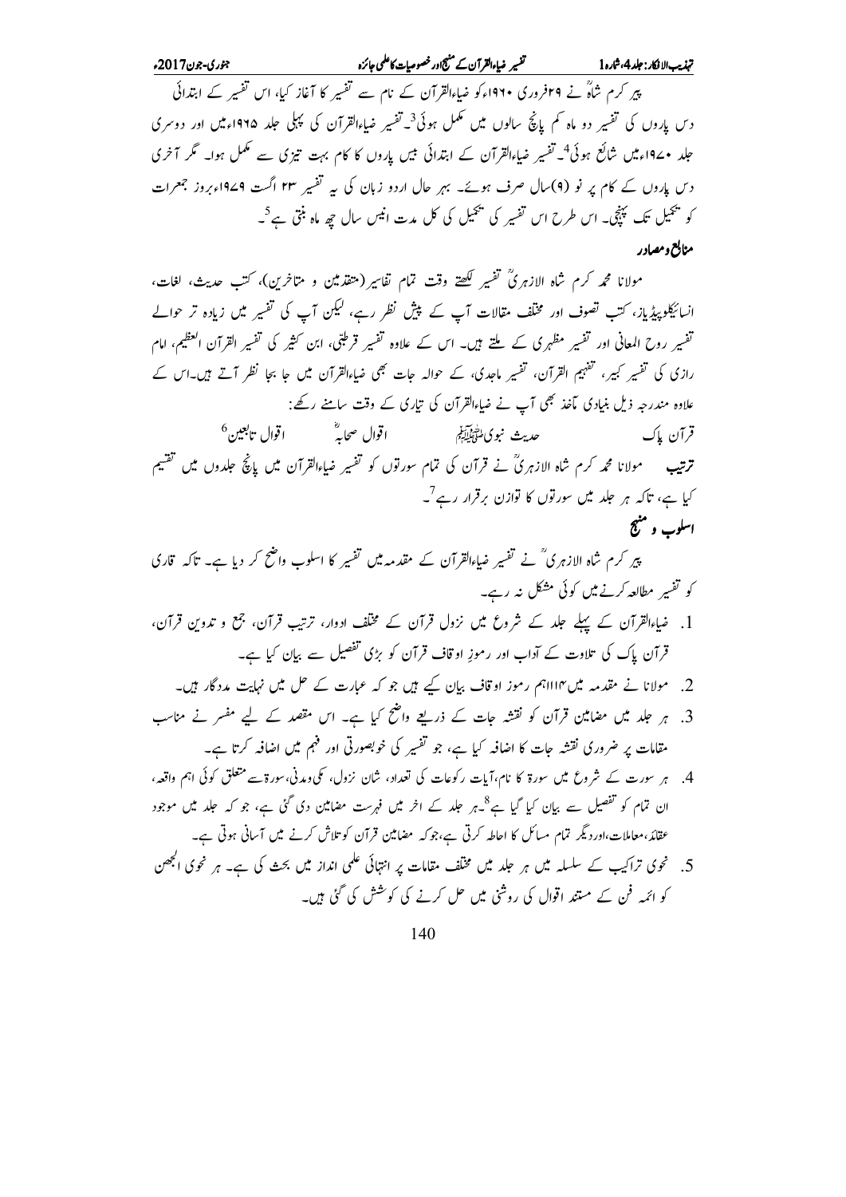پیر کرم شاہؒ نے ۲۹فروری ۱۹۶۰ءکو ضیاءالقرآن کے نام سے تفسیر کا آغاز کیا، اس تفسیر کے ابتدائی دس پاروں کی تفسیر دو ماہ کم پانچ سالوں میں مکمل ہوئی[3]۔تفسیر ضیاءالقرآن کی پہلی جلد ۱۹۶۵ءمیں اور دوسری جلد ۱۹۷۰ءمیں شائع ہوئی[4]۔تفسیر ضیاءالقرآن کے ابتدائی بیس پاروں کا کام بہت تیزی سے مکمل ہوا۔ مگر آخری دس پاروں کے کام پر نو (۹)سال صرف ہوئے۔ بہر حال اردو زبان کی یہ تفسیر ۲۳ اگست ۱۹۷۹ءبروز جمعرات کو تکمیل تک پہنچی۔ اس طرح اس تفسیر کی تکمیل کی کل مدت انیس سال چھ ماہ بنتی ہے[5]۔

**منابع ومصادر**

مولانا محمد کرم شاہ الازہریؒ تفسیر لکھتے وقت تمام تفاسیر(متقدمین و متاخرین)، کتب حدیث، لغات، انسائیکلوپیڈیاز، کتب تصوف اور مختلف مقالات آپ کے پیش نظر رہے، لیکن آپ کی تفسیر میں زیادہ تر حوالے تفسیر روح المعانی اور تفسیر مظہری کے ملتے ہیں۔ اس کے علاوہ تفسیر قرطبی، ابن کثیر کی تفسیر القرآن العظیم، امام رازی کی تفسیر کبیر، تفہیم القرآن، تفسیر ماجدی، کے حوالہ جات بھی ضیاءالقرآن میں جا بجا نظر آتے ہیں۔اس کے علاوہ مندرجہ ذیل بنیادی مآخذ بھی آپ نے ضیاءالقرآن کی تیاری کے وقت سامنے رکھے:

قرآن پاک　　حدیث نبویﷺ　　اقوال صحابہؓ　　اقوال تابعین[6]

**ترتیب** مولانا محمد کرم شاہ الازہریؒ نے قرآن کی تمام سورتوں کو تفسیر ضیاءالقرآن میں پانچ جلدوں میں تقسیم کیا ہے، تاکہ ہر جلد میں سورتوں کا توازن برقرار رہے[7]۔

**اسلوب و منہج**

پیر کرم شاہ الازہریؒ نے تفسیر ضیاءالقرآن کے مقدمہ میں تفسیر کا اسلوب واضح کر دیا ہے۔ تاکہ قاری کو تفسیر مطالعہ کرنے میں کوئی مشکل نہ رہے۔

1. ضیاءالقرآن کے پہلے جلد کے شروع میں نزول قرآن کے مختلف ادوار، ترتیب قرآن، جمع و تدوین قرآن، قرآن پاک کی تلاوت کے آداب اور رموز اوقاف قرآن کو بڑی تفصیل سے بیان کیا ہے۔
2. مولانا نے مقدمہ میں۱۱۱۴اہم رموز اوقاف بیان کیے ہیں جو کہ عبارت کے حل میں نہایت مددگار ہیں۔
3. ہر جلد میں مضامین قرآن کو نقشہ جات کے ذریعے واضح کیا ہے۔ اس مقصد کے لیے مفسر نے مناسب مقامات پر ضروری نقشہ جات کا اضافہ کیا ہے، جو تفسیر کی خوبصورتی اور فہم میں اضافہ کرتا ہے۔
4. ہر سورت کے شروع میں سورۃ کا نام،آیات رکوعات کی تعداد، شان نزول، مکی ومدنی،سورۃسے متعلق کوئی اہم واقعہ، ان تمام کو تفصیل سے بیان کیا گیا ہے[8]۔ہر جلد کے اخر میں فہرست مضامین دی گئی ہے، جو کہ جلد میں موجود عقائد،معاملات،اوردیگر تمام مسائل کا احاطہ کرتی ہے،جوکہ مضامین قرآن کوتلاش کرنے میں آسانی ہوتی ہے۔
5. نحوی تراکیب کے سلسلہ میں ہر جلد میں مختلف مقامات پر انتہائی علمی انداز میں بحث کی ہے۔ ہر نحوی الجھن کو ائمہ فن کے مستند اقوال کی روشنی میں حل کرنے کی کوشش کی گئی ہیں۔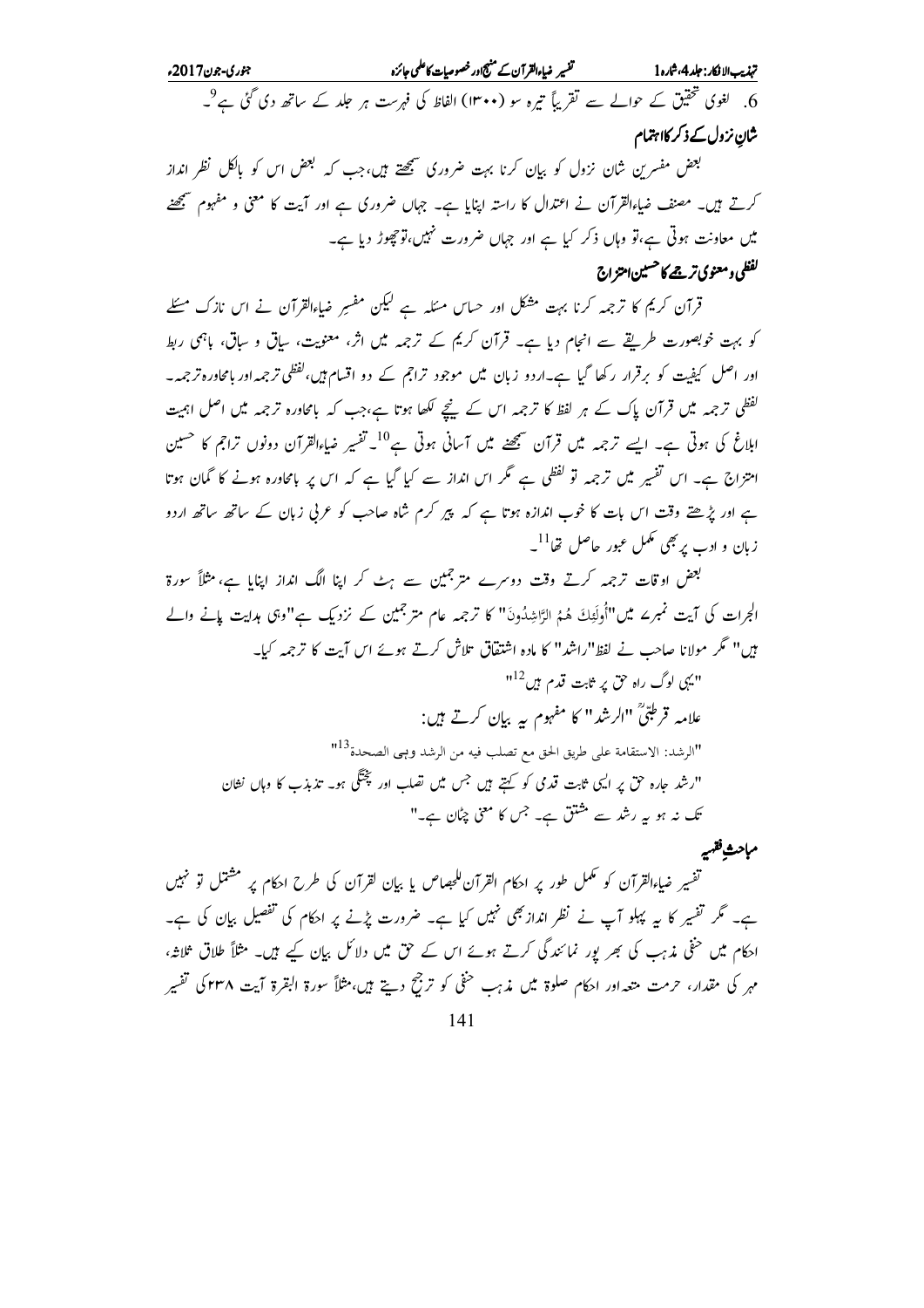6. لغوی تحقیق کے حوالے سے تقریباً تیرہ سو (۱۳۰۰) الفاظ کی فہرست ہر جلد کے ساتھ دی گئی ہے[9]۔

### شانِ نزول کے ذکر کا اہتمام

بعض مفسرین شان نزول کو بیان کرنا بہت ضروری سمجھتے ہیں،جب کہ بعض اس کو بالکل نظر انداز کرتے ہیں۔ مصنف ضیاءالقرآن نے اعتدال کا راستہ اپنایا ہے۔ جہاں ضروری ہے اور آیت کا معنی و مفہوم سمجھنے میں معاونت ہوتی ہے،تو وہاں ذکر کیا ہے اور جہاں ضرورت نہیں،توچھوڑ دیا ہے۔

### لفظی و معنوی ترجمے کا حسین امتزاج

قرآن کریم کا ترجمہ کرنا بہت مشکل اور حساس مسئلہ ہے لیکن مفسرِ ضیاءالقرآن نے اس نازک مسئلے کو بہت خوبصورت طریقے سے انجام دیا ہے۔ قرآن کریم کے ترجمہ میں اثر، معنویت، سیاق و سباق، باہمی ربط اور اصل کیفیت کو برقرار رکھا گیا ہے۔اردو زبان میں موجود تراجم کے دو اقسام ہیں،لفظی ترجمہ اور بامحاورہ ترجمہ۔ لفظی ترجمہ میں قرآن پاک کے ہر لفظ کا ترجمہ اس کے نیچے لکھا ہوتا ہے،جب کہ بامحاورہ ترجمہ میں اصل اہمیت ابلاغ کی ہوتی ہے۔ ایسے ترجمہ میں قرآن سمجھنے میں آسانی ہوتی ہے[10]۔تفسیر ضیاءالقرآن دونوں تراجم کا حسین امتزاج ہے۔ اس تفسیر میں ترجمہ تو لفظی ہے مگر اس انداز سے کیا گیا ہے کہ اس پر بامحاورہ ہونے کا گمان ہوتا ہے اور پڑھتے وقت اس بات کا خوب اندازہ ہوتا ہے کہ پیر کرم شاہ صاحب کو عربی زبان کے ساتھ ساتھ اردو زبان و ادب پر بھی مکمل عبور حاصل تھا[11]۔

بعض اوقات ترجمہ کرتے وقت دوسرے مترجمین سے ہٹ کر اپنا الگ انداز اپنایا ہے، مثلاً سورۃ الحجرات کی آیت نمبرے میں"أُولَئِكَ هُمُ الرَّاشِدُونَ" کا ترجمہ عام مترجمین کے نزدیک ہے"وہی ہدایت پانے والے ہیں" مگر مولانا صاحب نے لفظ"راشد" کا مادہ اشتقاق تلاش کرتے ہوئے اس آیت کا ترجمہ کیا۔

"یہی لوگ راہ حق پر ثابت قدم ہیں[12]"

علامہ قرطبیؒ "الرشد" کا مفہوم یہ بیان کرتے ہیں:

"الرشد: الاستقامة على طريق الحق مع تصلب فيه من الرشد وهى الصحدة[13]"

"رشد جادہ حق پر ایسی ثابت قدمی کو کہتے ہیں جس میں تصلب اور پختگی ہو۔ تذبذب کا وہاں نشان تک نہ ہو یہ رشد سے مشتق ہے۔ جس کا معنی چٹان ہے۔"

### مباحثِ فقہیہ

تفسیر ضیاءالقرآن کو مکمل طور پر احکام القرآن للجصاص یا بیان لقرآن کی طرح احکام پر مشتمل تو نہیں ہے۔ مگر تفسیر کا یہ پہلو آپ نے نظر انداز بھی نہیں کیا ہے۔ ضرورت پڑنے پر احکام کی تفصیل بیان کی ہے۔ احکام میں حنفی مذہب کی بھر پور نمائندگی کرتے ہوئے اس کے حق میں دلائل بیان کیے ہیں۔ مثلاً طلاق ثلاثہ، مہر کی مقدار، حرمت متعہ اور احکام صلوۃ میں مذہب حنفی کو ترجیح دیتے ہیں،مثلاً سورۃ البقرۃ آیت ۲۳۸کی تفسیر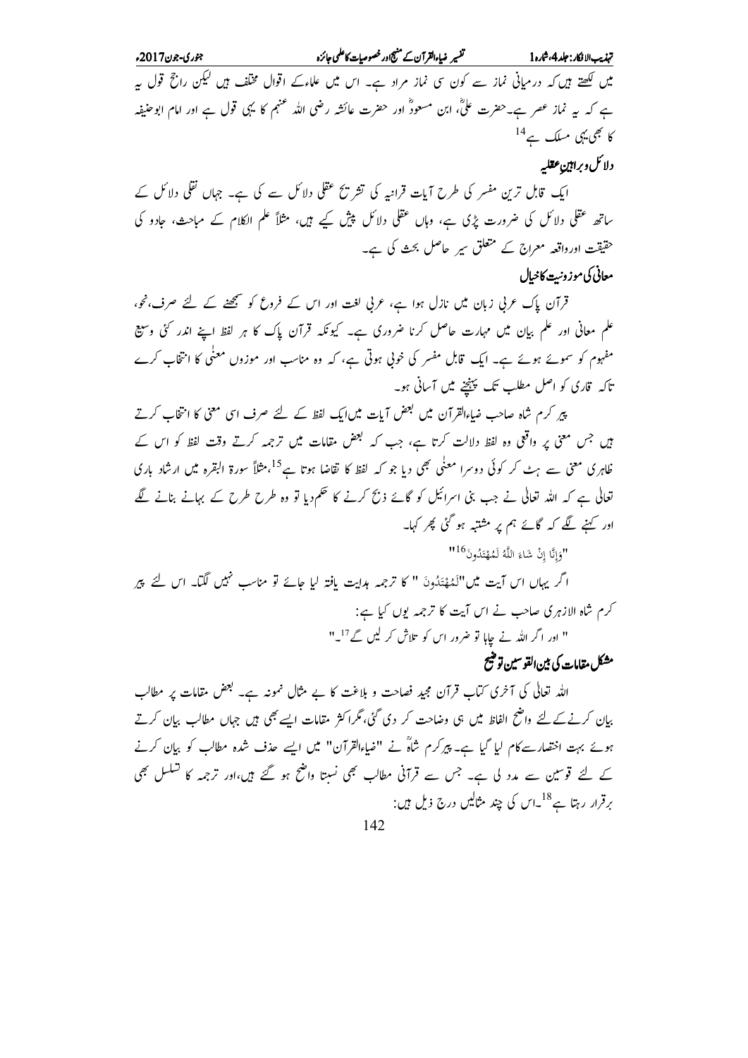میں لکھتے ہیں کہ درمیانی نماز سے کون سی نماز مراد ہے۔ اس میں علماء کے اقوال مختلف ہیں لیکن راجح قول یہ ہے کہ یہ نماز عصر ہے۔حضرت علیؓ، ابن مسعودؓ اور حضرت عائشہ رضی اللہ عنہم کا یہی قول ہے اور امام ابوحنیفہ کا بھی یہی مسلک ہے[14]

### دلائل وبراہین عقلیہ

ایک قابل ترین مفسر کی طرح آیات قرآنیہ کی تشریح عقلی دلائل سے کی ہے۔ جہاں نقلی دلائل کے ساتھ عقلی دلائل کی ضرورت پڑی ہے، وہاں عقلی دلائل پیش کیے ہیں، مثلاً علم الکلام کے مباحث، جادو کی حقیقت اور واقعہ معراج کے متعلق سیر حاصل بحث کی ہے۔

### معانی کی موزونیت کا خیال

قرآن پاک عربی زبان میں نازل ہوا ہے، عربی لغت اور اس کے فروع کو سمجھنے کے لئے صرف، نحو، علم معانی اور علم بیان میں مہارت حاصل کرنا ضروری ہے۔ کیونکہ قرآن پاک کا ہر لفظ اپنے اندر کئی وسیع مفہوم کو سموئے ہوئے ہے۔ ایک قابل مفسر کی خوبی ہوتی ہے، کہ وہ مناسب اور موزوں معنٰی کا انتخاب کرے تاکہ قاری کو اصل مطلب تک پہنچنے میں آسانی ہو۔

پیر کرم شاہ صاحب ضیاءالقرآن میں بعض آیات میں ایک لفظ کے لئے صرف اسی معنی کا انتخاب کرتے ہیں جس معنی پر واقعی وہ لفظ دلالت کرتا ہے، جب کہ بعض مقامات میں ترجمہ کرتے وقت لفظ کو اس کے ظاہری معنی سے ہٹ کر کوئی دوسرا معنٰی بھی دیا جو کہ لفظ کا تقاضا ہوتا ہے[15]، مثلاً سورۃ البقرہ میں ارشاد باری تعالی ہے کہ اللہ تعالی نے جب بنی اسرائیل کو گائے ذبح کرنے کا حکم دیا تو وہ طرح طرح کے بہانے بنانے لگے اور کہنے لگے کہ گائے ہم پر مشتبہ ہو گئی پھر کہا۔

"وَإِنَّا إِنْ شَاءَ اللَّهُ لَمُهْتَدُونَ[16]"

اگر یہاں اس آیت میں "لَمُهْتَدُونَ " کا ترجمہ ہدایت یافتہ لیا جائے تو مناسب نہیں لگتا۔ اس لئے پیر کرم شاہ الازہری صاحب نے اس آیت کا ترجمہ یوں کیا ہے:

" اور اگر اللہ نے چاہا تو ضرور اس کو تلاش کر لیں گے[17]۔"

### مشکل مقامات کی بین القوسین توضیح

اللہ تعالیٰ کی آخری کتاب قرآن مجید فصاحت و بلاغت کا بے مثال نمونہ ہے۔ بعض مقامات پر مطالب بیان کرنے کے لئے واضح الفاظ میں ہی وضاحت کر دی گئی، مگر اکثر مقامات ایسے بھی ہیں جہاں مطالب بیان کرتے ہوئے بہت اختصار سے کام لیا گیا ہے۔ پیرکرم شاہؒ نے "ضیاءالقرآن" میں ایسے حذف شدہ مطالب کو بیان کرنے کے لئے قوسین سے مدد لی ہے۔ جس سے قرآنی مطالب بھی نسبتا واضح ہو گئے ہیں، اور ترجمہ کا تسلسل بھی برقرار رہتا ہے[18]۔اس کی چند مثالیں درج ذیل ہیں: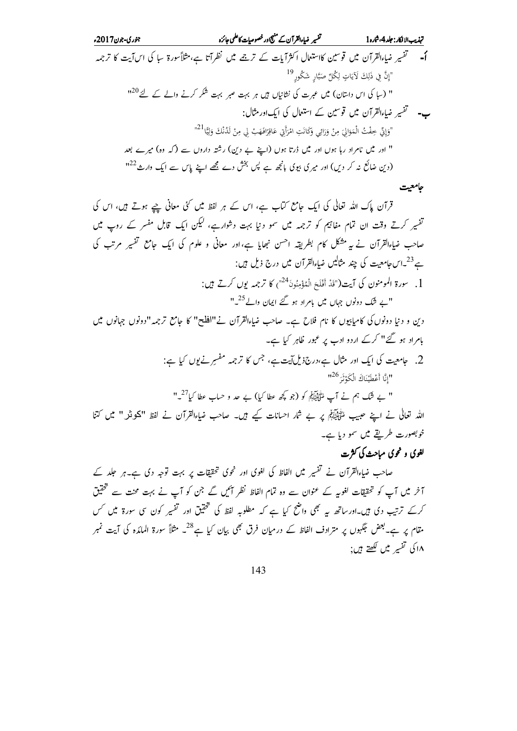أ- تفسیر ضیاءالقرآن میں قوسین کااستعمال اکثرآیات کے ترجمے میں نظرآتا ہے،مثلاًسورۃ سبا کی اس آیت کا ترجمہ

"إِنَّ فِي ذَلِكَ لَآيَاتٍ لِكُلِّ صَبَّارٍ شَكُورٍ[19]"

" (سبا کی اس داستان) میں عبرت کی نشانیاں ہیں ہر بہت صبر بہت شکر کرنے والے کے لئے[20]"

ب- تفسیر ضیاءالقرآن میں قوسین کے استعمال کی ایک اورمثال:

"وَإِنِّي خِفْتُ الْمَوَالِيَ مِنْ وَرَائِي وَكَانَتِ امْرَأَتِي عَاقِرًا فَهَبْ لِي مِنْ لَدُنْكَ وَلِيًّا[21]"

" اور میں نامراد رہا ہوں اور میں ڈرتا ہوں (اپنے بے دین) رشتہ داروں سے (کہ وہ) میرے بعد (دین ضائع نہ کر دیں) اور میری بیوی بانجھ ہے پس بخش دے مجھے اپنے پاس سے ایک وارث[22]"

## جامعیت

قرآن پاک اللہ تعالی کی ایک جامع کتاب ہے، اس کے ہر لفظ میں کئی معانی چھپے ہوتے ہیں، اس کی تفسیر کرتے وقت ان تمام مفاہیم کو ترجمہ میں سمو دینا بہت دشوارہے، لیکن ایک قابل مفسر کے روپ میں صاحب ضیاءالقرآن نے یہ مشکل کام بطریقہ احسن نبھایا ہے،اور معانی و علوم کی ایک جامع تفسیر مرتب کی ہے[23]۔اس جامعیت کی چند مثالیں ضیاءالقرآن میں درج ذیل ہیں:

1. سورۃ المومنون کی آیت("قَدْ أَفْلَحَ الْمُؤْمِنُونَ[24]") کا ترجمہ یوں کرتے ہیں:

"بے شک دونوں جہاں میں بامراد ہو گئے ایمان والے[25]۔"

دین و دنیا دونوں کی کامیابیوں کا نام فلاح ہے۔ صاحب ضیاءالقرآن نے"افلح" کا جامع ترجمہ"دونوں جہانوں میں بامراد ہو گئے" کرکے اردو ادب پر عبور ظاہر کیا ہے۔

2. جامعیت کی ایک اور مثال ہے،درج ذیل آیت ہے، جس کا ترجمہ مفسرنےیوں کیا ہے:

"إِنَّا أَعْطَيْنَاكَ الْكَوْثَرَ[26]"

" بے شک ہم نے آپ ﷺ کو (جو کچھ عطا کیا) بے حد و حساب عطا کیا[27]۔"

اللہ تعالی نے اپنے حبیب ﷺ پر بے شمار احسانات کیے ہیں۔ صاحب ضیاءالقرآن نے لفظ "کوثر" میں کتنا خوبصورت طریقے میں سمو دیا ہے۔

## لغوی و نحوی مباحث کی کثرت

صاحب ضیاءالقرآن نے تفسیر میں الفاظ کی لغوی اور نحوی تحقیقات پر بہت توجہ دی ہے۔ہر جلد کے آخر میں آپ کو تحقیقات لغویہ کے عنوان سے وہ تمام الفاظ نظر آئیں گے جن کو آپ نے بہت محنت سے تحقیق کرکے ترتیب دی ہیں۔اورساتھ یہ بھی واضح کیا ہے کہ مطلوبہ لفظ کی تحقیق اور تفسیر کون سی سورۃ میں کس مقام پر ہے۔بعض جگہوں پر مترادف الفاظ کے درمیان فرق بھی بیان کیا ہے[28]۔ مثلاً سورۃ المائدہ کی آیت نمبر ۱۸کی تفسیر میں لکھتے ہیں: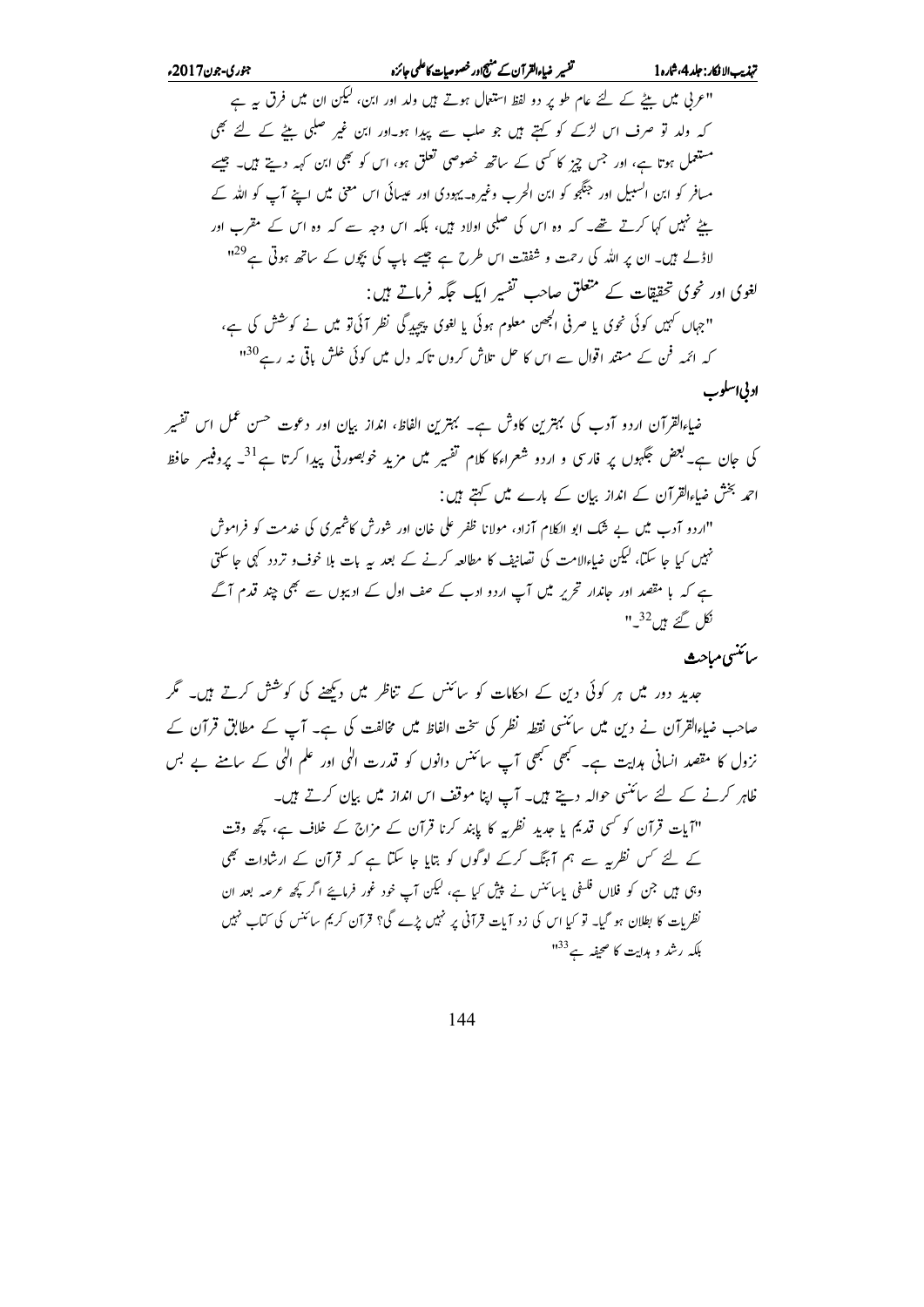"عربی میں بیٹے کے لئے عام طور پر دو لفظ استعمال ہوتے ہیں ولد اور ابن، لیکن ان میں فرق یہ ہے کہ ولد تو صرف اس لڑکے کو کہتے ہیں جو صلب سے پیدا ہو۔اور ابن غیر صلبی بیٹے کے لئے بھی مستعمل ہوتا ہے، اور جس چیز کا کسی کے ساتھ خصوصی تعلق ہو، اس کو بھی ابن کہہ دیتے ہیں۔ جیسے مسافر کو ابن السبیل اور جنگجو کو ابن الحرب وغیرہ۔یہودی اور عیسائی اس معنی میں اپنے آپ کو اللہ کے بیٹے نہیں کہا کرتے تھے۔ کہ وہ اس کی صلبی اولاد ہیں، بلکہ اس وجہ سے کہ وہ اس کے مقرب اور لاڈلے ہیں۔ ان پر اللہ کی رحمت و شفقت اس طرح ہے جیسے باپ کی بچوں کے ساتھ ہوتی ہے[29]"

لغوی اور نحوی تحقیقات کے متعلق صاحب تفسیر ایک جگہ فرماتے ہیں:

"جہاں کہیں کوئی نحوی یا صرفی الجھن معلوم ہوئی یا لغوی پیچیدگی نظر آئی تو میں نے کوشش کی ہے، کہ ائمہ فن کے مستند اقوال سے اس کا حل تلاش کروں تاکہ دل میں کوئی خلش باقی نہ رہے[30]"

## ادبی اسلوب

ضیاءالقرآن اردو آدب کی بہترین کاوش ہے۔ بہترین الفاظ، انداز بیان اور دعوت حسن عمل اس تفسیر کی جان ہے۔بعض جگہوں پر فارسی و اردو شعراءکا کلام تفسیر میں مزید خوبصورتی پیدا کرتا ہے[31]۔ پروفیسر حافظ احمد بخش ضیاءالقرآن کے انداز بیان کے بارے میں کہتے ہیں:

"اردو آدب میں بے شک ابو الکلام آزاد، مولانا ظفر علی خان اور شورش کاشمیری کی خدمت کو فراموش نہیں کیا جا سکتا، لیکن ضیاءالامت کی تصانیف کا مطالعہ کرنے کے بعد یہ بات بلا خوف و تردد کہی جا سکتی ہے کہ با مقصد اور جاندار تحریر میں آپ اردو ادب کے صف اول کے ادیبوں سے بھی چند قدم آگے نکل گئے ہیں[32]۔"

## سائنسی مباحث

جدید دور میں ہر کوئی دین کے احکامات کو سائنس کے تناظر میں دیکھنے کی کوشش کرتے ہیں۔ مگر صاحب ضیاءالقرآن نے دین میں سائنسی نقطہ نظر کی سخت الفاظ میں مخالفت کی ہے۔ آپ کے مطابق قرآن کے نزول کا مقصد انسانی ہدایت ہے۔ کبھی کبھی آپ سائنس دانوں کو قدرت الٰہی اور علم الٰہی کے سامنے بے بس ظاہر کرنے کے لئے سائنسی حوالہ دیتے ہیں۔ آپ اپنا موقف اس انداز میں بیان کرتے ہیں۔

"آیات قرآن کو کسی قدیم یا جدید نظریہ کا پابند کرنا قرآن کے مزاج کے خلاف ہے، کچھ وقت کے لئے کس نظریہ سے ہم آہنگ کرکے لوگوں کو بتایا جا سکتا ہے کہ قرآن کے ارشادات بھی وہی ہیں جن کو فلاں فلسفی یاسائنس نے پیش کیا ہے، لیکن آپ خود غور فرمایئے اگر کچھ عرصہ بعد ان نظریات کا بطلان ہو گیا۔ تو کیا اس کی زد آیات قرآنی پر نہیں پڑے گی؟ قرآن کریم سائنس کی کتاب نہیں بلکہ رشد و ہدایت کا صحیفہ ہے[33]"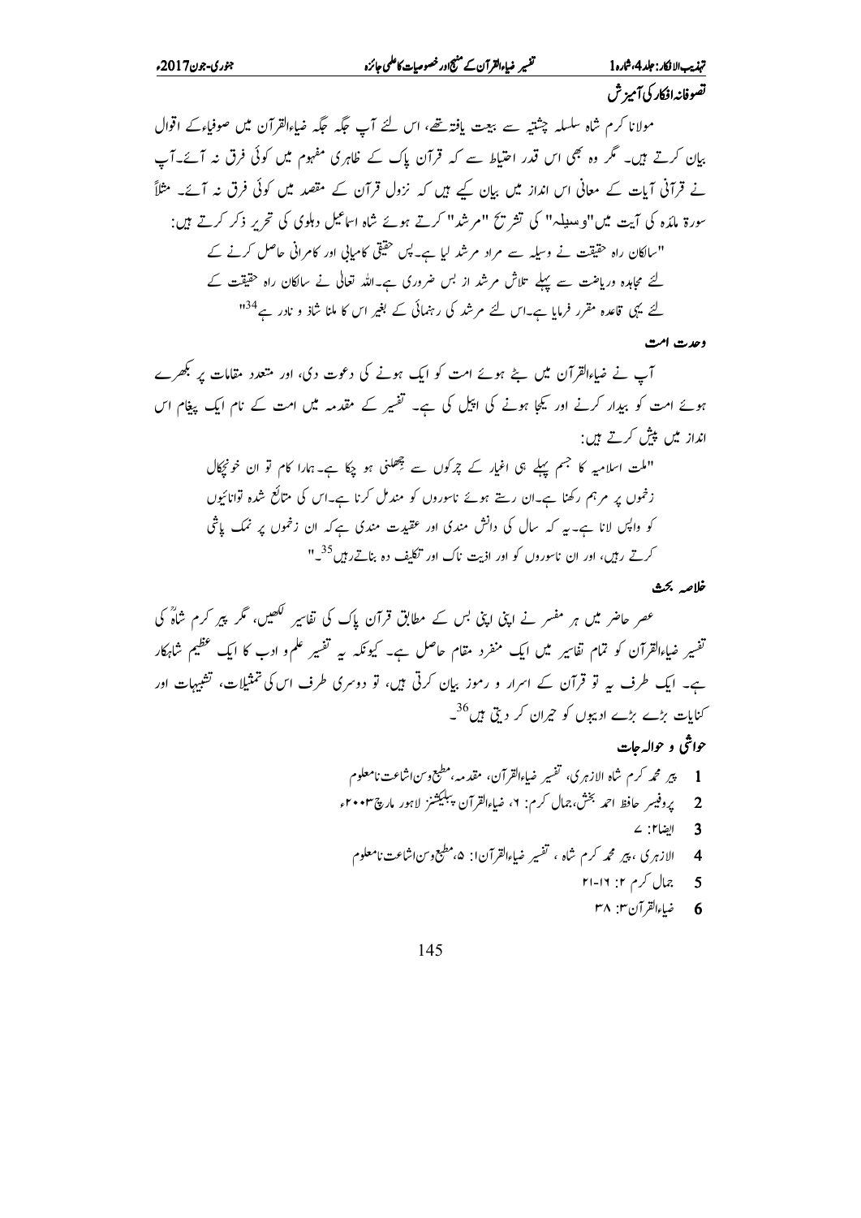### تصوفانہ افکار کی آمیزش

مولانا کرم شاہ سلسلہ چشتیہ سے بیعت یافتہ تھے، اس لئے آپ جگہ جگہ ضیاءالقرآن میں صوفیاء کے اقوال بیان کرتے ہیں۔ مگر وہ بھی اس قدر احتیاط سے کہ قرآن پاک کے ظاہری مفہوم میں کوئی فرق نہ آئے۔آپ نے قرآنی آیات کے معانی اس انداز میں بیان کیے ہیں کہ نزول قرآن کے مقصد میں کوئی فرق نہ آئے۔ مثلاً سورۃ مائدہ کی آیت میں"وسیلہ" کی تشریح "مرشد" کرتے ہوئے شاہ اسماعیل دہلوی کی تحریر ذکر کرتے ہیں:

> "سالکان راہ حقیقت نے وسیلہ سے مراد مرشد لیا ہے۔پس حقیقی کامیابی اور کامرانی حاصل کرنے کے لئے مجاہدہ وریاضت سے پہلے تلاش مرشد از بس ضروری ہے۔اللہ تعالیٰ نے سالکان راہ حقیقت کے لئے یہی قاعدہ مقرر فرمایا ہے۔اس لئے مرشد کی رہنمائی کے بغیر اس کا ملنا شاذ و نادر ہے[34]"

### وحدت امت

آپ نے ضیاءالقرآن میں بٹے ہوئے امت کو ایک ہونے کی دعوت دی، اور متعدد مقامات پر بکھرے ہوئے امت کو بیدار کرنے اور یکجا ہونے کی اپیل کی ہے۔ تفسیر کے مقدمہ میں امت کے نام ایک پیغام اس انداز میں پیش کرتے ہیں:

> "ملت اسلامیہ کا جسم پہلے ہی اغیار کے چرکوں سے چھلنی ہو چکا ہے۔ ہمارا کام تو ان خونچکاں زخموں پر مرہم رکھنا ہے۔ان رستے ہوئے ناسوروں کو مندمل کرنا ہے۔اس کی متائع شدہ توانائیوں کو واپس لانا ہے۔ یہ کہ سال کی دانش مندی اور عقیدت مندی ہے کہ ان زخموں پر نمک پاشی کرتے رہیں، اور ان ناسوروں کو اور اذیت ناک اور تکلیف دہ بناتے رہیں[35]۔"

### خلاصہ بحث

عصر حاضر میں ہر مفسر نے اپنی اپنی بس کے مطابق قرآن پاک کی تفاسیر لکھیں، مگر پیر کرم شاہؒ کی تفسیر ضیاءالقرآن کو تمام تفاسیر میں ایک منفرد مقام حاصل ہے۔ کیونکہ یہ تفسیر علم و ادب کا ایک عظیم شاہکار ہے۔ ایک طرف یہ تو قرآن کے اسرار و رموز بیان کرتی ہیں، تو دوسری طرف اس کی تمثیلات، تشبیہات اور کنایات بڑے بڑے ادیبوں کو حیران کر دیتی ہیں[36]۔

### حواشی و حوالہ جات

1. پیر محمد کرم شاہ الازہری، تفسیر ضیاءالقرآن، مقدمہ، مطبع وسن اشاعت نامعلوم
2. پروفیسر حافظ احمد بخش، جمال کرم: ۶، ضیاءالقرآن پبلیکشنز لاہور مارچ۲۰۰۳ء
3. ایضاً: ۷
4. الازہری، پیر محمد کرم شاہ، تفسیر ضیاءالقرآن ا: ۵، مطبع وسن اشاعت نامعلوم
5. جمال کرم ۲: ۱۶-۲۱
6. ضیاءالقرآن ۳: ۳۸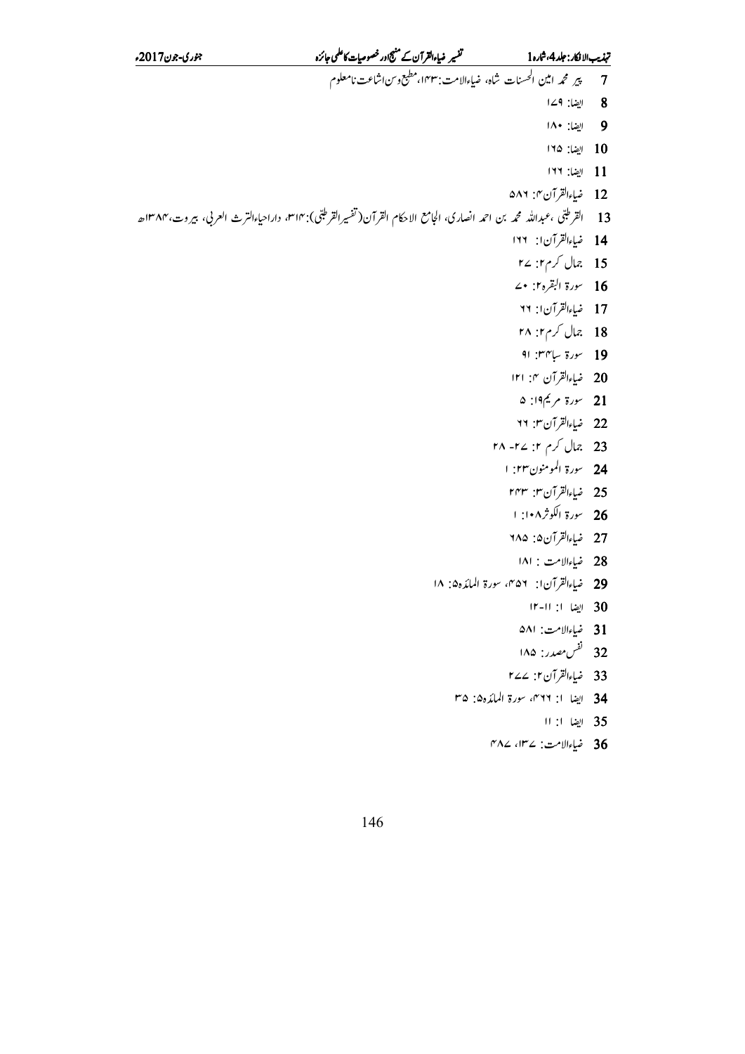7 پیر محمد امین الحسنات شاہ، ضیاءالامت:۱۴۳، مطبع وسن اشاعت نامعلوم

8 ایضا: ۱۷۹

9 ایضا: ۱۸۰

10 ایضا: ۱۶۵

11 ایضا: ۱۶۶

12 ضیاءالقرآن۴: ۵۸۶

13 القرطبی ،عبداللہ محمد بن احمد انصاری، الجامع الاحکام القرآن(تفسیرالقرطبی):۳۱۴، داراحیاءالترث العربی، بیروت،۱۳۸۴ھ

14 ضیاءالقرآن۱: ۱۶۶

15 جمال کرم۲: ۲۷

16 سورۃ البقرہ۲: ۷۰

17 ضیاءالقرآن۱: ۶۶

18 جمال کرم۲: ۲۸

19 سورۃ سبا۳۴: ۹۱

20 ضیاءالقرآن ۴: ۱۲۱

21 سورۃ مریم۱۹: ۵

22 ضیاءالقرآن۳: ۶۶

23 جمال کرم ۲: ۲۷- ۲۸

24 سورۃ المومنون۲۳: ۱

25 ضیاءالقرآن۳: ۲۴۳

26 سورۃ الکوثر۱۰۸: ۱

27 ضیاءالقرآن۵: ۶۸۵

28 ضیاءالامت : ۱۸۱

29 ضیاءالقرآن۱: ۴۵۶، سورۃ المائدہ۵: ۱۸

30 ایضا ۱: ۱۱-۱۲

31 ضیاءالامت: ۵۸۱

32 نفس مصدر: ۱۸۵

33 ضیاءالقرآن۲: ۲۷۷

34 ایضا ۱: ۴۶۶، سورۃ المائدہ۵: ۳۵

35 ایضا ۱: ۱۱

36 ضیاءالامت: ۱۳۷، ۴۸۷